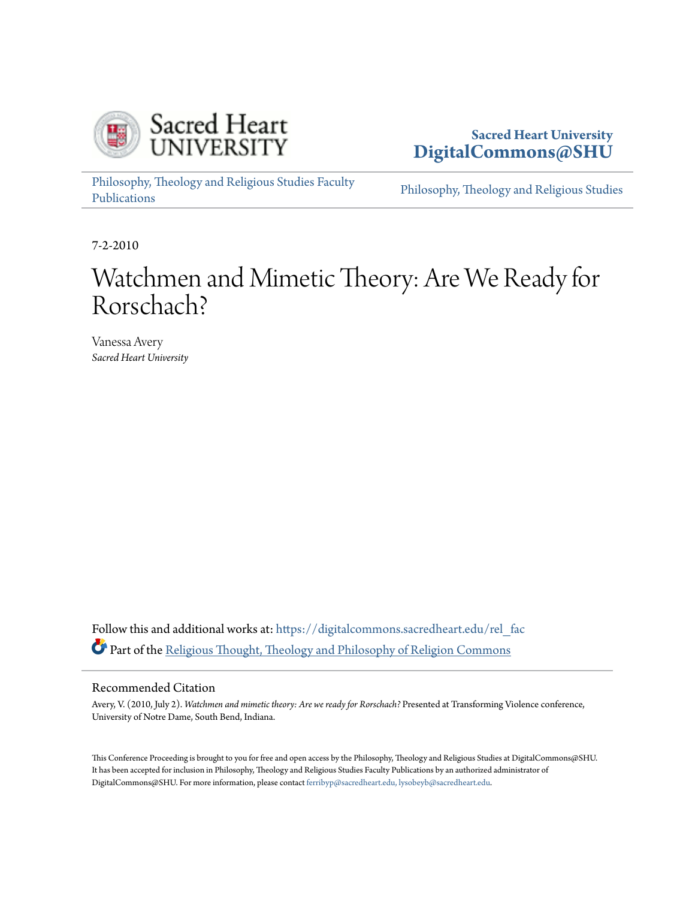Sacred Heart University
DigitalCommons@SHU

Philosophy, Theology and Religious Studies Faculty Publications

Philosophy, Theology and Religious Studies

7-2-2010

# Watchmen and Mimetic Theory: Are We Ready for Rorschach?

Vanessa Avery
*Sacred Heart University*

Follow this and additional works at: https://digitalcommons.sacredheart.edu/rel_fac

Part of the [Religious Thought, Theology and Philosophy of Religion Commons](#)

## Recommended Citation

Avery, V. (2010, July 2). *Watchmen and mimetic theory: Are we ready for Rorschach?* Presented at Transforming Violence conference, University of Notre Dame, South Bend, Indiana.

This Conference Proceeding is brought to you for free and open access by the Philosophy, Theology and Religious Studies at DigitalCommons@SHU. It has been accepted for inclusion in Philosophy, Theology and Religious Studies Faculty Publications by an authorized administrator of DigitalCommons@SHU. For more information, please contact ferribyp@sacredheart.edu, lysobeyb@sacredheart.edu.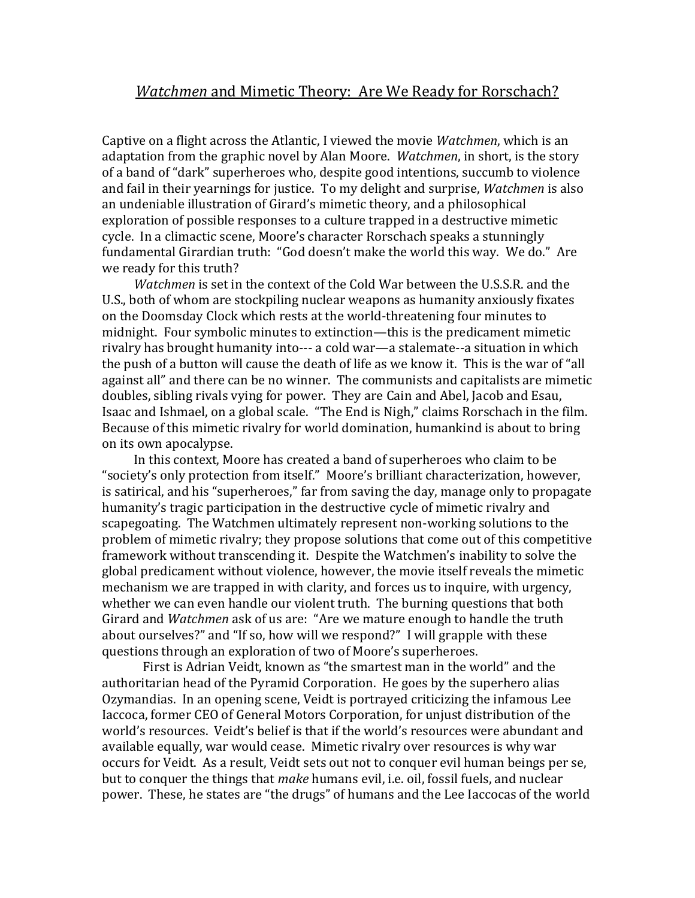# *Watchmen* and Mimetic Theory: Are We Ready for Rorschach?

Captive on a flight across the Atlantic, I viewed the movie *Watchmen*, which is an adaptation from the graphic novel by Alan Moore. *Watchmen*, in short, is the story of a band of "dark" superheroes who, despite good intentions, succumb to violence and fail in their yearnings for justice. To my delight and surprise, *Watchmen* is also an undeniable illustration of Girard's mimetic theory, and a philosophical exploration of possible responses to a culture trapped in a destructive mimetic cycle. In a climactic scene, Moore's character Rorschach speaks a stunningly fundamental Girardian truth: "God doesn't make the world this way. We do." Are we ready for this truth?

*Watchmen* is set in the context of the Cold War between the U.S.S.R. and the U.S., both of whom are stockpiling nuclear weapons as humanity anxiously fixates on the Doomsday Clock which rests at the world-threatening four minutes to midnight. Four symbolic minutes to extinction—this is the predicament mimetic rivalry has brought humanity into--- a cold war—a stalemate--a situation in which the push of a button will cause the death of life as we know it. This is the war of "all against all" and there can be no winner. The communists and capitalists are mimetic doubles, sibling rivals vying for power. They are Cain and Abel, Jacob and Esau, Isaac and Ishmael, on a global scale. "The End is Nigh," claims Rorschach in the film. Because of this mimetic rivalry for world domination, humankind is about to bring on its own apocalypse.

In this context, Moore has created a band of superheroes who claim to be "society's only protection from itself." Moore's brilliant characterization, however, is satirical, and his "superheroes," far from saving the day, manage only to propagate humanity's tragic participation in the destructive cycle of mimetic rivalry and scapegoating. The Watchmen ultimately represent non-working solutions to the problem of mimetic rivalry; they propose solutions that come out of this competitive framework without transcending it. Despite the Watchmen's inability to solve the global predicament without violence, however, the movie itself reveals the mimetic mechanism we are trapped in with clarity, and forces us to inquire, with urgency, whether we can even handle our violent truth. The burning questions that both Girard and *Watchmen* ask of us are: "Are we mature enough to handle the truth about ourselves?" and "If so, how will we respond?" I will grapple with these questions through an exploration of two of Moore's superheroes.

First is Adrian Veidt, known as "the smartest man in the world" and the authoritarian head of the Pyramid Corporation. He goes by the superhero alias Ozymandias. In an opening scene, Veidt is portrayed criticizing the infamous Lee Iaccoca, former CEO of General Motors Corporation, for unjust distribution of the world's resources. Veidt's belief is that if the world's resources were abundant and available equally, war would cease. Mimetic rivalry over resources is why war occurs for Veidt. As a result, Veidt sets out not to conquer evil human beings per se, but to conquer the things that *make* humans evil, i.e. oil, fossil fuels, and nuclear power. These, he states are "the drugs" of humans and the Lee Iaccocas of the world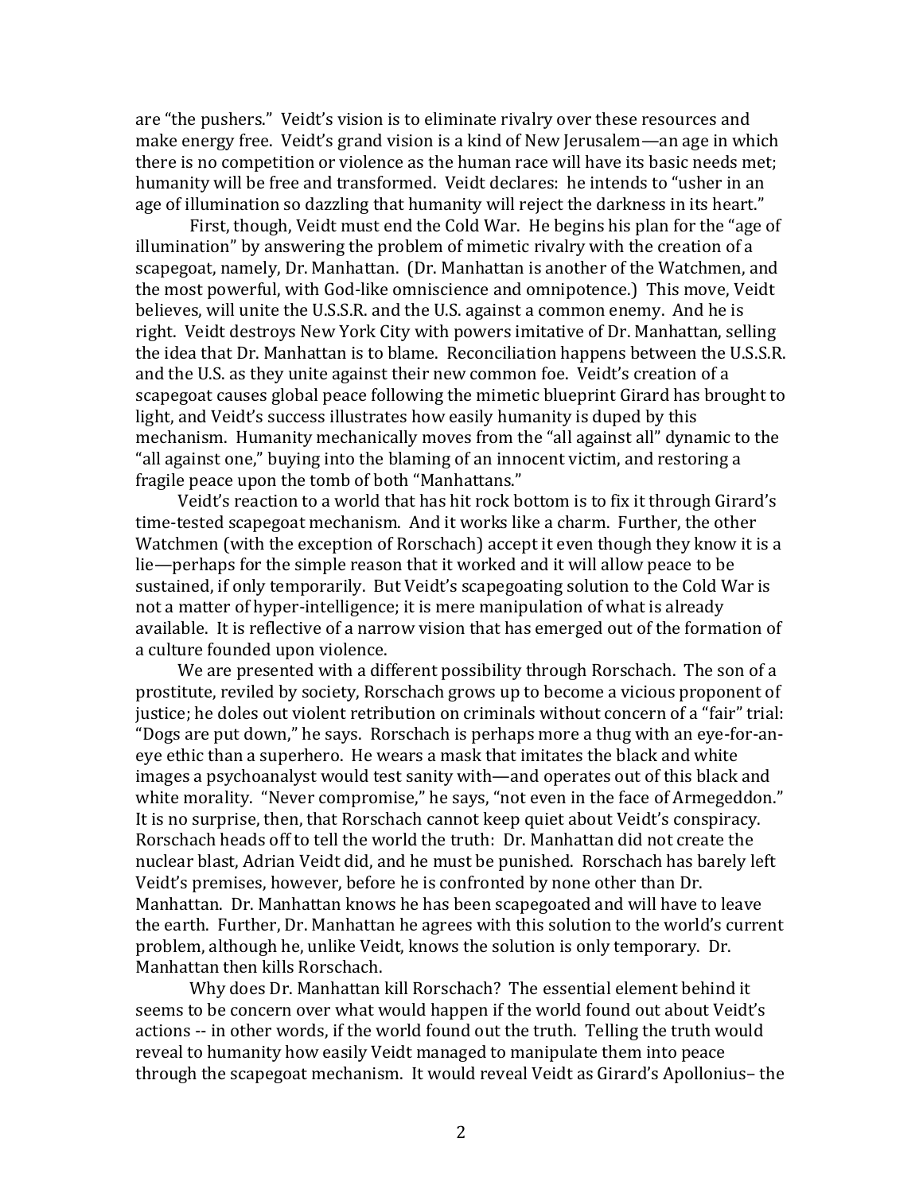are "the pushers." Veidt's vision is to eliminate rivalry over these resources and make energy free. Veidt's grand vision is a kind of New Jerusalem—an age in which there is no competition or violence as the human race will have its basic needs met; humanity will be free and transformed. Veidt declares: he intends to "usher in an age of illumination so dazzling that humanity will reject the darkness in its heart."

First, though, Veidt must end the Cold War. He begins his plan for the "age of illumination" by answering the problem of mimetic rivalry with the creation of a scapegoat, namely, Dr. Manhattan. (Dr. Manhattan is another of the Watchmen, and the most powerful, with God-like omniscience and omnipotence.) This move, Veidt believes, will unite the U.S.S.R. and the U.S. against a common enemy. And he is right. Veidt destroys New York City with powers imitative of Dr. Manhattan, selling the idea that Dr. Manhattan is to blame. Reconciliation happens between the U.S.S.R. and the U.S. as they unite against their new common foe. Veidt's creation of a scapegoat causes global peace following the mimetic blueprint Girard has brought to light, and Veidt's success illustrates how easily humanity is duped by this mechanism. Humanity mechanically moves from the "all against all" dynamic to the "all against one," buying into the blaming of an innocent victim, and restoring a fragile peace upon the tomb of both "Manhattans."

Veidt's reaction to a world that has hit rock bottom is to fix it through Girard's time-tested scapegoat mechanism. And it works like a charm. Further, the other Watchmen (with the exception of Rorschach) accept it even though they know it is a lie—perhaps for the simple reason that it worked and it will allow peace to be sustained, if only temporarily. But Veidt's scapegoating solution to the Cold War is not a matter of hyper-intelligence; it is mere manipulation of what is already available. It is reflective of a narrow vision that has emerged out of the formation of a culture founded upon violence.

We are presented with a different possibility through Rorschach. The son of a prostitute, reviled by society, Rorschach grows up to become a vicious proponent of justice; he doles out violent retribution on criminals without concern of a "fair" trial: "Dogs are put down," he says. Rorschach is perhaps more a thug with an eye-for-an-eye ethic than a superhero. He wears a mask that imitates the black and white images a psychoanalyst would test sanity with—and operates out of this black and white morality. "Never compromise," he says, "not even in the face of Armegeddon." It is no surprise, then, that Rorschach cannot keep quiet about Veidt's conspiracy. Rorschach heads off to tell the world the truth: Dr. Manhattan did not create the nuclear blast, Adrian Veidt did, and he must be punished. Rorschach has barely left Veidt's premises, however, before he is confronted by none other than Dr. Manhattan. Dr. Manhattan knows he has been scapegoated and will have to leave the earth. Further, Dr. Manhattan he agrees with this solution to the world's current problem, although he, unlike Veidt, knows the solution is only temporary. Dr. Manhattan then kills Rorschach.

Why does Dr. Manhattan kill Rorschach? The essential element behind it seems to be concern over what would happen if the world found out about Veidt's actions -- in other words, if the world found out the truth. Telling the truth would reveal to humanity how easily Veidt managed to manipulate them into peace through the scapegoat mechanism. It would reveal Veidt as Girard's Apollonius– the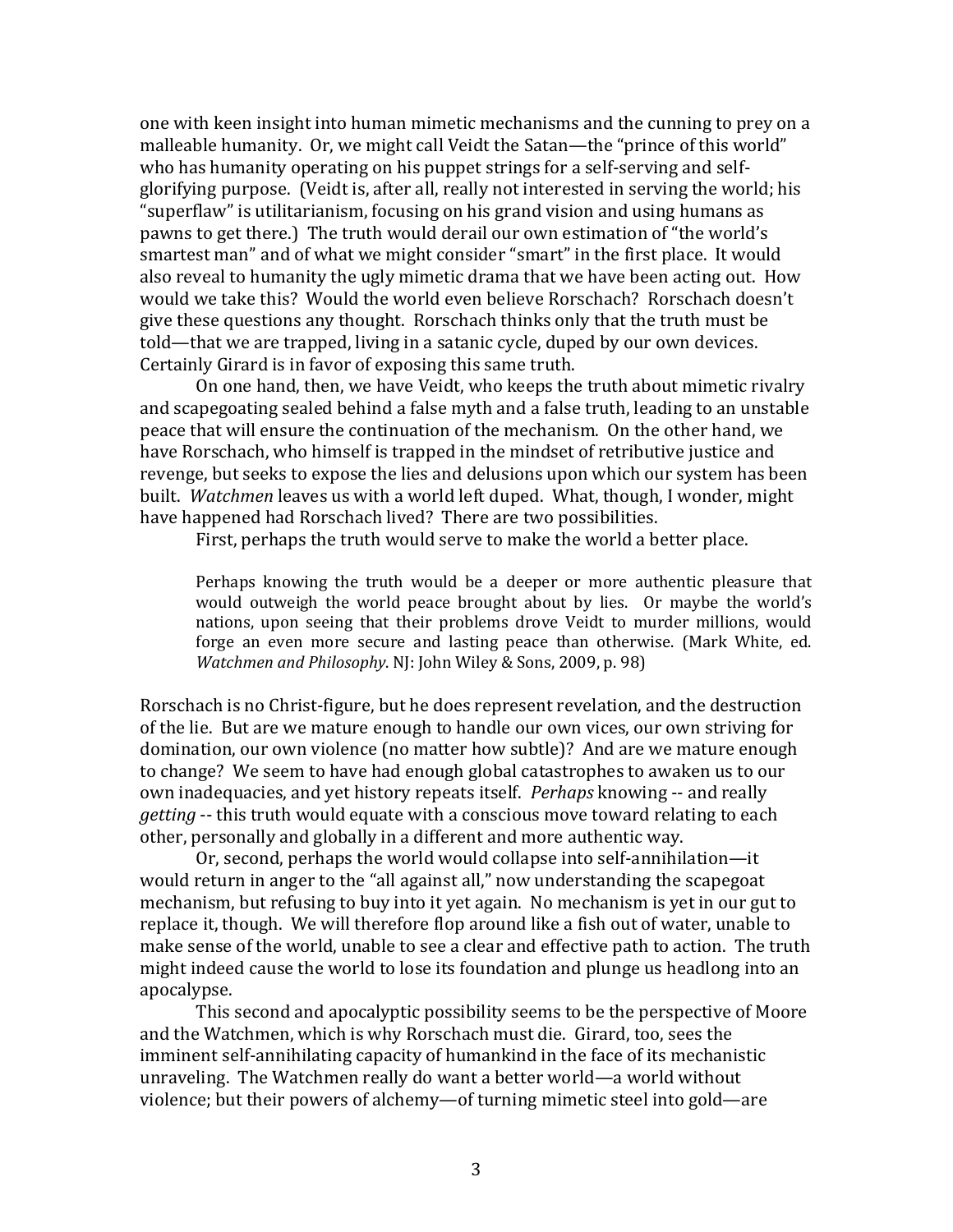one with keen insight into human mimetic mechanisms and the cunning to prey on a malleable humanity. Or, we might call Veidt the Satan—the "prince of this world" who has humanity operating on his puppet strings for a self-serving and self-glorifying purpose. (Veidt is, after all, really not interested in serving the world; his "superflaw" is utilitarianism, focusing on his grand vision and using humans as pawns to get there.) The truth would derail our own estimation of "the world's smartest man" and of what we might consider "smart" in the first place. It would also reveal to humanity the ugly mimetic drama that we have been acting out. How would we take this? Would the world even believe Rorschach? Rorschach doesn't give these questions any thought. Rorschach thinks only that the truth must be told—that we are trapped, living in a satanic cycle, duped by our own devices. Certainly Girard is in favor of exposing this same truth.

On one hand, then, we have Veidt, who keeps the truth about mimetic rivalry and scapegoating sealed behind a false myth and a false truth, leading to an unstable peace that will ensure the continuation of the mechanism. On the other hand, we have Rorschach, who himself is trapped in the mindset of retributive justice and revenge, but seeks to expose the lies and delusions upon which our system has been built. *Watchmen* leaves us with a world left duped. What, though, I wonder, might have happened had Rorschach lived? There are two possibilities.

First, perhaps the truth would serve to make the world a better place.

> Perhaps knowing the truth would be a deeper or more authentic pleasure that would outweigh the world peace brought about by lies. Or maybe the world's nations, upon seeing that their problems drove Veidt to murder millions, would forge an even more secure and lasting peace than otherwise. (Mark White, ed. *Watchmen and Philosophy*. NJ: John Wiley & Sons, 2009, p. 98)

Rorschach is no Christ-figure, but he does represent revelation, and the destruction of the lie. But are we mature enough to handle our own vices, our own striving for domination, our own violence (no matter how subtle)? And are we mature enough to change? We seem to have had enough global catastrophes to awaken us to our own inadequacies, and yet history repeats itself. *Perhaps* knowing -- and really *getting* -- this truth would equate with a conscious move toward relating to each other, personally and globally in a different and more authentic way.

Or, second, perhaps the world would collapse into self-annihilation—it would return in anger to the "all against all," now understanding the scapegoat mechanism, but refusing to buy into it yet again. No mechanism is yet in our gut to replace it, though. We will therefore flop around like a fish out of water, unable to make sense of the world, unable to see a clear and effective path to action. The truth might indeed cause the world to lose its foundation and plunge us headlong into an apocalypse.

This second and apocalyptic possibility seems to be the perspective of Moore and the Watchmen, which is why Rorschach must die. Girard, too, sees the imminent self-annihilating capacity of humankind in the face of its mechanistic unraveling. The Watchmen really do want a better world—a world without violence; but their powers of alchemy—of turning mimetic steel into gold—are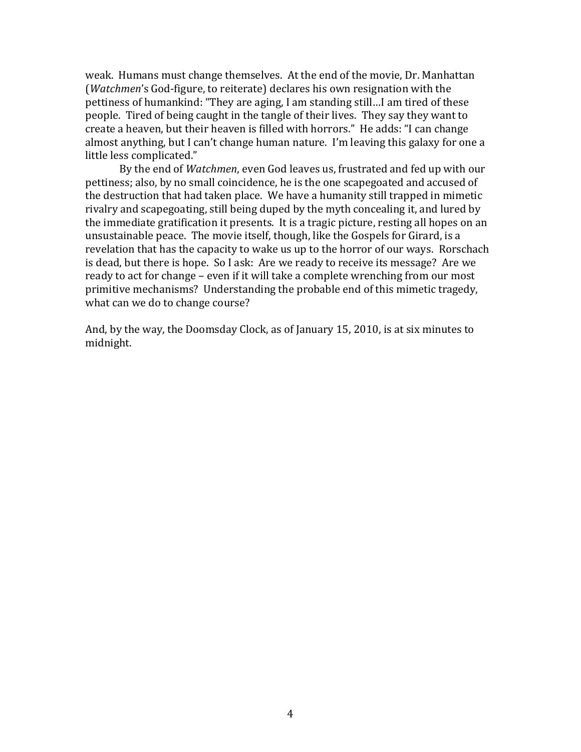weak. Humans must change themselves. At the end of the movie, Dr. Manhattan (*Watchmen*'s God-figure, to reiterate) declares his own resignation with the pettiness of humankind: "They are aging, I am standing still…I am tired of these people. Tired of being caught in the tangle of their lives. They say they want to create a heaven, but their heaven is filled with horrors." He adds: "I can change almost anything, but I can't change human nature. I'm leaving this galaxy for one a little less complicated."

By the end of *Watchmen*, even God leaves us, frustrated and fed up with our pettiness; also, by no small coincidence, he is the one scapegoated and accused of the destruction that had taken place. We have a humanity still trapped in mimetic rivalry and scapegoating, still being duped by the myth concealing it, and lured by the immediate gratification it presents. It is a tragic picture, resting all hopes on an unsustainable peace. The movie itself, though, like the Gospels for Girard, is a revelation that has the capacity to wake us up to the horror of our ways. Rorschach is dead, but there is hope. So I ask: Are we ready to receive its message? Are we ready to act for change – even if it will take a complete wrenching from our most primitive mechanisms? Understanding the probable end of this mimetic tragedy, what can we do to change course?

And, by the way, the Doomsday Clock, as of January 15, 2010, is at six minutes to midnight.